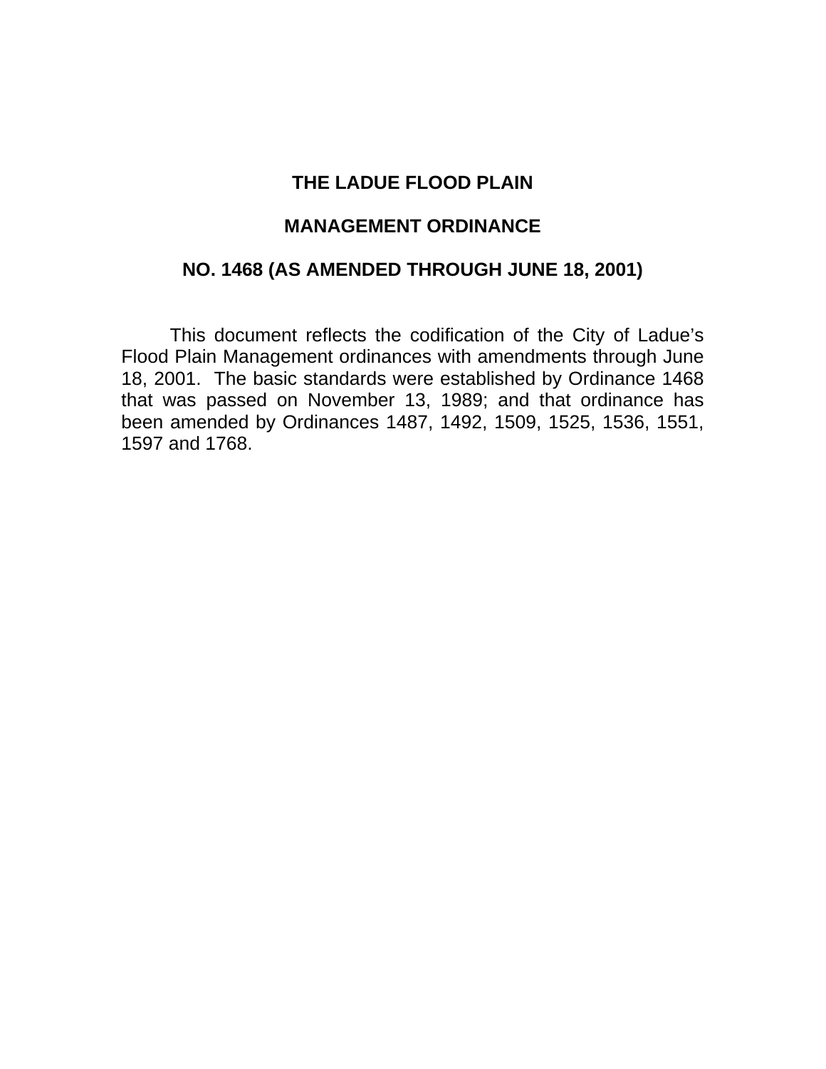# THE LADUE FLOOD PLAIN

# MANAGEMENT ORDINANCE

# NO. 1468 (AS AMENDED THROUGH JUNE 18, 2001)

This document reflects the codification of the City of Ladue's Flood Plain Management ordinances with amendments through June 18, 2001. The basic standards were established by Ordinance 1468 that was passed on November 13, 1989; and that ordinance has been amended by Ordinances 1487, 1492, 1509, 1525, 1536, 1551, 1597 and 1768.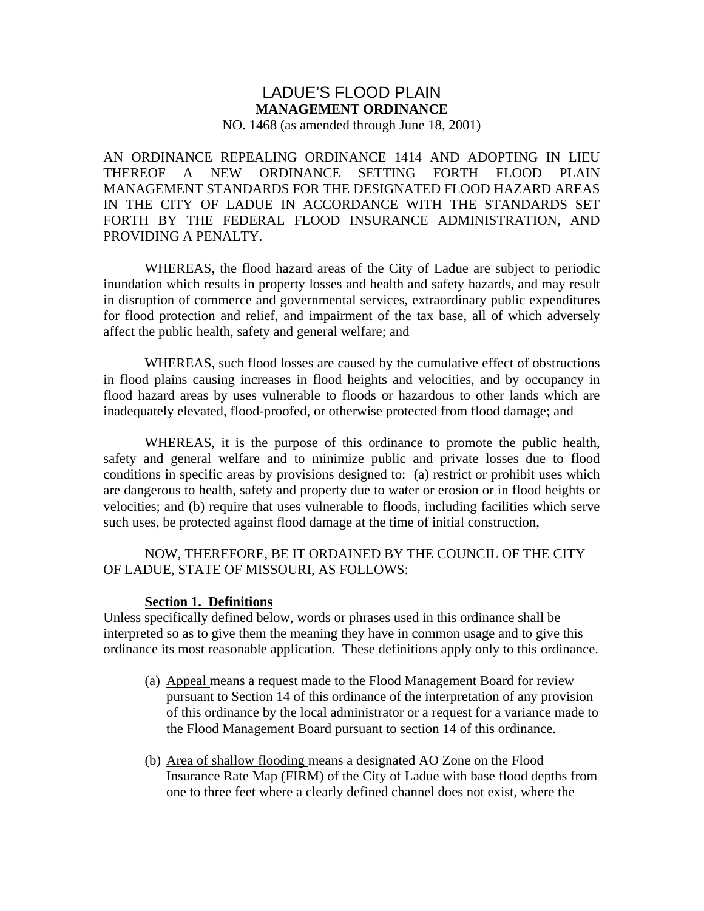# LADUE'S FLOOD PLAIN
## MANAGEMENT ORDINANCE
NO. 1468 (as amended through June 18, 2001)

AN ORDINANCE REPEALING ORDINANCE 1414 AND ADOPTING IN LIEU THEREOF A NEW ORDINANCE SETTING FORTH FLOOD PLAIN MANAGEMENT STANDARDS FOR THE DESIGNATED FLOOD HAZARD AREAS IN THE CITY OF LADUE IN ACCORDANCE WITH THE STANDARDS SET FORTH BY THE FEDERAL FLOOD INSURANCE ADMINISTRATION, AND PROVIDING A PENALTY.

WHEREAS, the flood hazard areas of the City of Ladue are subject to periodic inundation which results in property losses and health and safety hazards, and may result in disruption of commerce and governmental services, extraordinary public expenditures for flood protection and relief, and impairment of the tax base, all of which adversely affect the public health, safety and general welfare; and

WHEREAS, such flood losses are caused by the cumulative effect of obstructions in flood plains causing increases in flood heights and velocities, and by occupancy in flood hazard areas by uses vulnerable to floods or hazardous to other lands which are inadequately elevated, flood-proofed, or otherwise protected from flood damage; and

WHEREAS, it is the purpose of this ordinance to promote the public health, safety and general welfare and to minimize public and private losses due to flood conditions in specific areas by provisions designed to: (a) restrict or prohibit uses which are dangerous to health, safety and property due to water or erosion or in flood heights or velocities; and (b) require that uses vulnerable to floods, including facilities which serve such uses, be protected against flood damage at the time of initial construction,

NOW, THEREFORE, BE IT ORDAINED BY THE COUNCIL OF THE CITY OF LADUE, STATE OF MISSOURI, AS FOLLOWS:

**Section 1. Definitions**

Unless specifically defined below, words or phrases used in this ordinance shall be interpreted so as to give them the meaning they have in common usage and to give this ordinance its most reasonable application. These definitions apply only to this ordinance.

(a) Appeal means a request made to the Flood Management Board for review pursuant to Section 14 of this ordinance of the interpretation of any provision of this ordinance by the local administrator or a request for a variance made to the Flood Management Board pursuant to section 14 of this ordinance.

(b) Area of shallow flooding means a designated AO Zone on the Flood Insurance Rate Map (FIRM) of the City of Ladue with base flood depths from one to three feet where a clearly defined channel does not exist, where the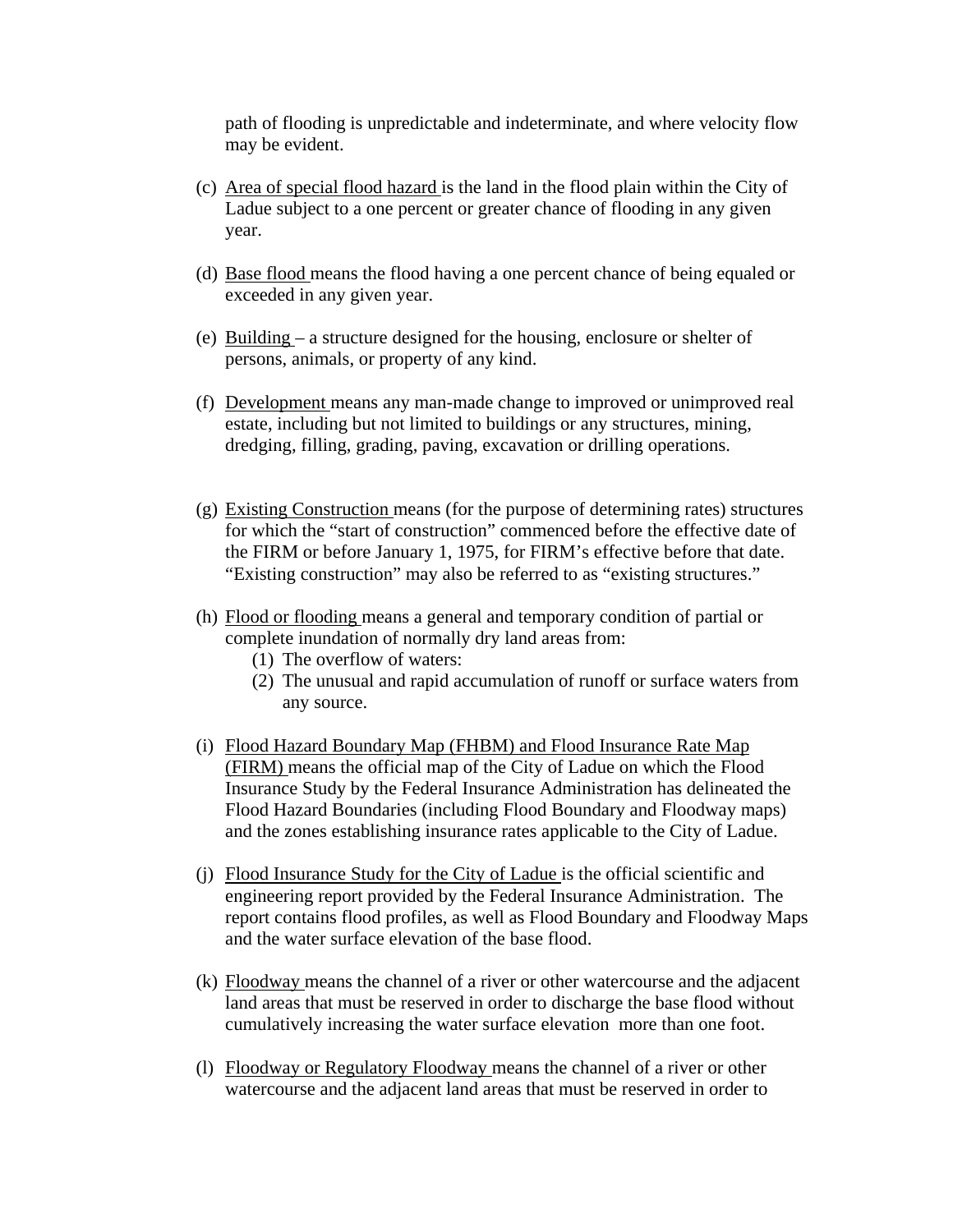path of flooding is unpredictable and indeterminate, and where velocity flow may be evident.

(c) Area of special flood hazard is the land in the flood plain within the City of Ladue subject to a one percent or greater chance of flooding in any given year.

(d) Base flood means the flood having a one percent chance of being equaled or exceeded in any given year.

(e) Building – a structure designed for the housing, enclosure or shelter of persons, animals, or property of any kind.

(f) Development means any man-made change to improved or unimproved real estate, including but not limited to buildings or any structures, mining, dredging, filling, grading, paving, excavation or drilling operations.

(g) Existing Construction means (for the purpose of determining rates) structures for which the "start of construction" commenced before the effective date of the FIRM or before January 1, 1975, for FIRM's effective before that date. "Existing construction" may also be referred to as "existing structures."

(h) Flood or flooding means a general and temporary condition of partial or complete inundation of normally dry land areas from:
   (1) The overflow of waters:
   (2) The unusual and rapid accumulation of runoff or surface waters from any source.

(i) Flood Hazard Boundary Map (FHBM) and Flood Insurance Rate Map (FIRM) means the official map of the City of Ladue on which the Flood Insurance Study by the Federal Insurance Administration has delineated the Flood Hazard Boundaries (including Flood Boundary and Floodway maps) and the zones establishing insurance rates applicable to the City of Ladue.

(j) Flood Insurance Study for the City of Ladue is the official scientific and engineering report provided by the Federal Insurance Administration. The report contains flood profiles, as well as Flood Boundary and Floodway Maps and the water surface elevation of the base flood.

(k) Floodway means the channel of a river or other watercourse and the adjacent land areas that must be reserved in order to discharge the base flood without cumulatively increasing the water surface elevation more than one foot.

(l) Floodway or Regulatory Floodway means the channel of a river or other watercourse and the adjacent land areas that must be reserved in order to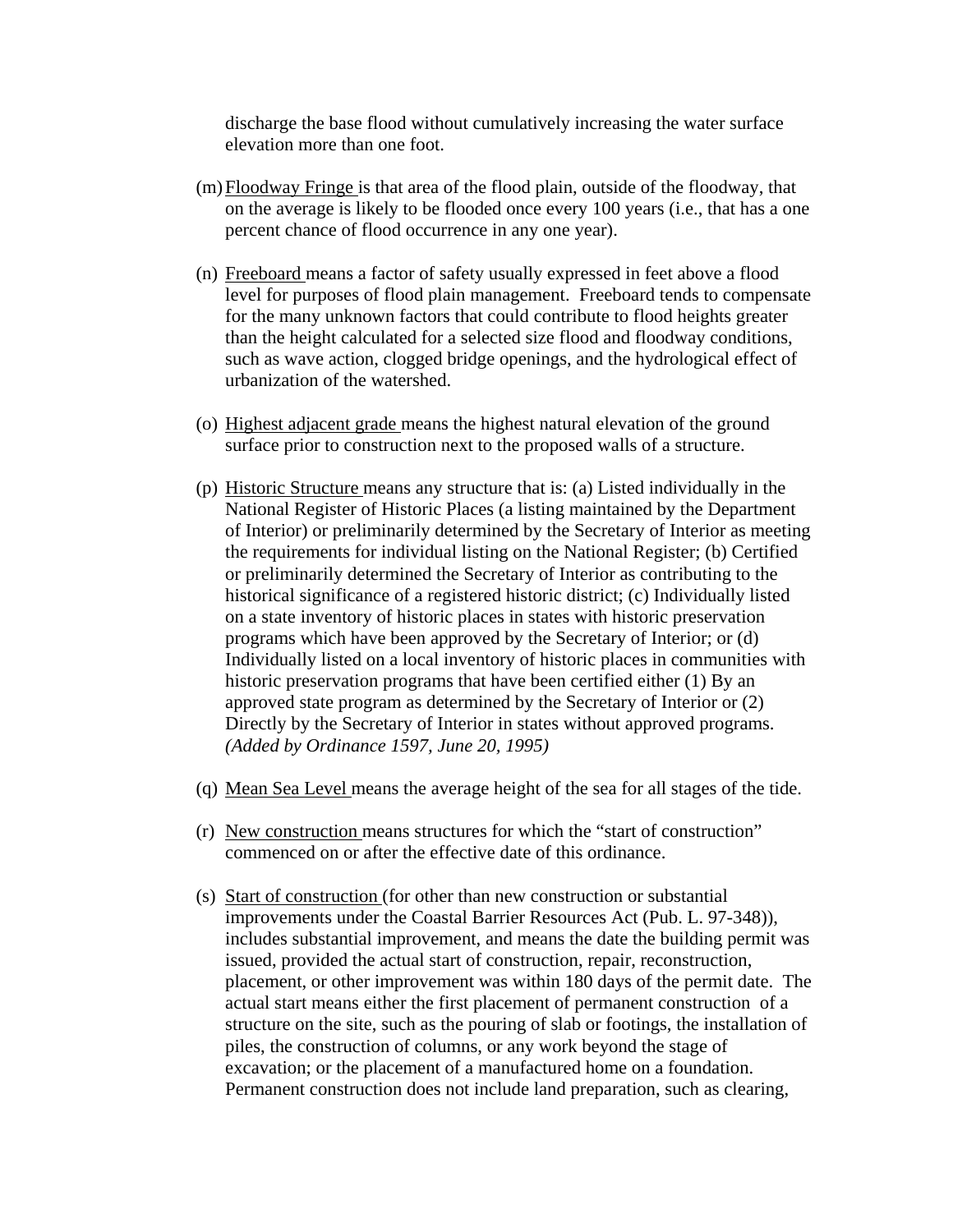discharge the base flood without cumulatively increasing the water surface elevation more than one foot.

(m) Floodway Fringe is that area of the flood plain, outside of the floodway, that on the average is likely to be flooded once every 100 years (i.e., that has a one percent chance of flood occurrence in any one year).

(n) Freeboard means a factor of safety usually expressed in feet above a flood level for purposes of flood plain management. Freeboard tends to compensate for the many unknown factors that could contribute to flood heights greater than the height calculated for a selected size flood and floodway conditions, such as wave action, clogged bridge openings, and the hydrological effect of urbanization of the watershed.

(o) Highest adjacent grade means the highest natural elevation of the ground surface prior to construction next to the proposed walls of a structure.

(p) Historic Structure means any structure that is: (a) Listed individually in the National Register of Historic Places (a listing maintained by the Department of Interior) or preliminarily determined by the Secretary of Interior as meeting the requirements for individual listing on the National Register; (b) Certified or preliminarily determined the Secretary of Interior as contributing to the historical significance of a registered historic district; (c) Individually listed on a state inventory of historic places in states with historic preservation programs which have been approved by the Secretary of Interior; or (d) Individually listed on a local inventory of historic places in communities with historic preservation programs that have been certified either (1) By an approved state program as determined by the Secretary of Interior or (2) Directly by the Secretary of Interior in states without approved programs. *(Added by Ordinance 1597, June 20, 1995)*

(q) Mean Sea Level means the average height of the sea for all stages of the tide.

(r) New construction means structures for which the "start of construction" commenced on or after the effective date of this ordinance.

(s) Start of construction (for other than new construction or substantial improvements under the Coastal Barrier Resources Act (Pub. L. 97-348)), includes substantial improvement, and means the date the building permit was issued, provided the actual start of construction, repair, reconstruction, placement, or other improvement was within 180 days of the permit date. The actual start means either the first placement of permanent construction of a structure on the site, such as the pouring of slab or footings, the installation of piles, the construction of columns, or any work beyond the stage of excavation; or the placement of a manufactured home on a foundation. Permanent construction does not include land preparation, such as clearing,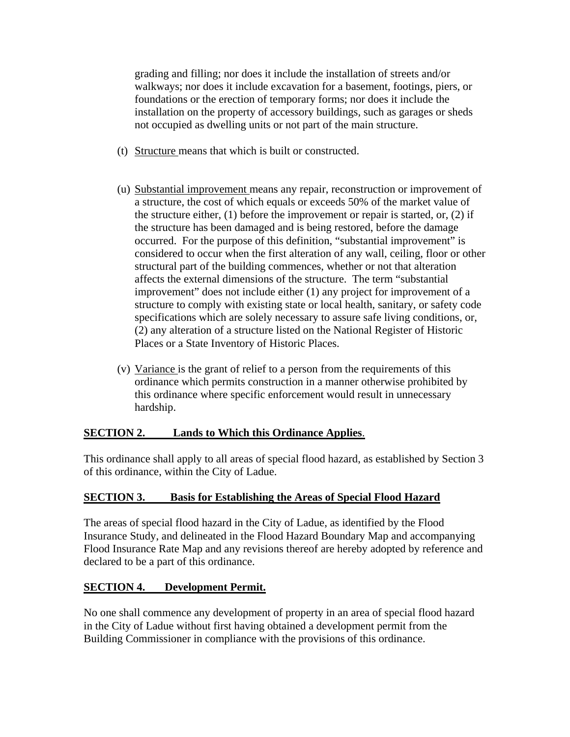grading and filling; nor does it include the installation of streets and/or walkways; nor does it include excavation for a basement, footings, piers, or foundations or the erection of temporary forms; nor does it include the installation on the property of accessory buildings, such as garages or sheds not occupied as dwelling units or not part of the main structure.

(t) Structure means that which is built or constructed.

(u) Substantial improvement means any repair, reconstruction or improvement of a structure, the cost of which equals or exceeds 50% of the market value of the structure either, (1) before the improvement or repair is started, or, (2) if the structure has been damaged and is being restored, before the damage occurred. For the purpose of this definition, "substantial improvement" is considered to occur when the first alteration of any wall, ceiling, floor or other structural part of the building commences, whether or not that alteration affects the external dimensions of the structure. The term "substantial improvement" does not include either (1) any project for improvement of a structure to comply with existing state or local health, sanitary, or safety code specifications which are solely necessary to assure safe living conditions, or, (2) any alteration of a structure listed on the National Register of Historic Places or a State Inventory of Historic Places.

(v) Variance is the grant of relief to a person from the requirements of this ordinance which permits construction in a manner otherwise prohibited by this ordinance where specific enforcement would result in unnecessary hardship.

## SECTION 2. Lands to Which this Ordinance Applies.

This ordinance shall apply to all areas of special flood hazard, as established by Section 3 of this ordinance, within the City of Ladue.

## SECTION 3. Basis for Establishing the Areas of Special Flood Hazard

The areas of special flood hazard in the City of Ladue, as identified by the Flood Insurance Study, and delineated in the Flood Hazard Boundary Map and accompanying Flood Insurance Rate Map and any revisions thereof are hereby adopted by reference and declared to be a part of this ordinance.

## SECTION 4. Development Permit.

No one shall commence any development of property in an area of special flood hazard in the City of Ladue without first having obtained a development permit from the Building Commissioner in compliance with the provisions of this ordinance.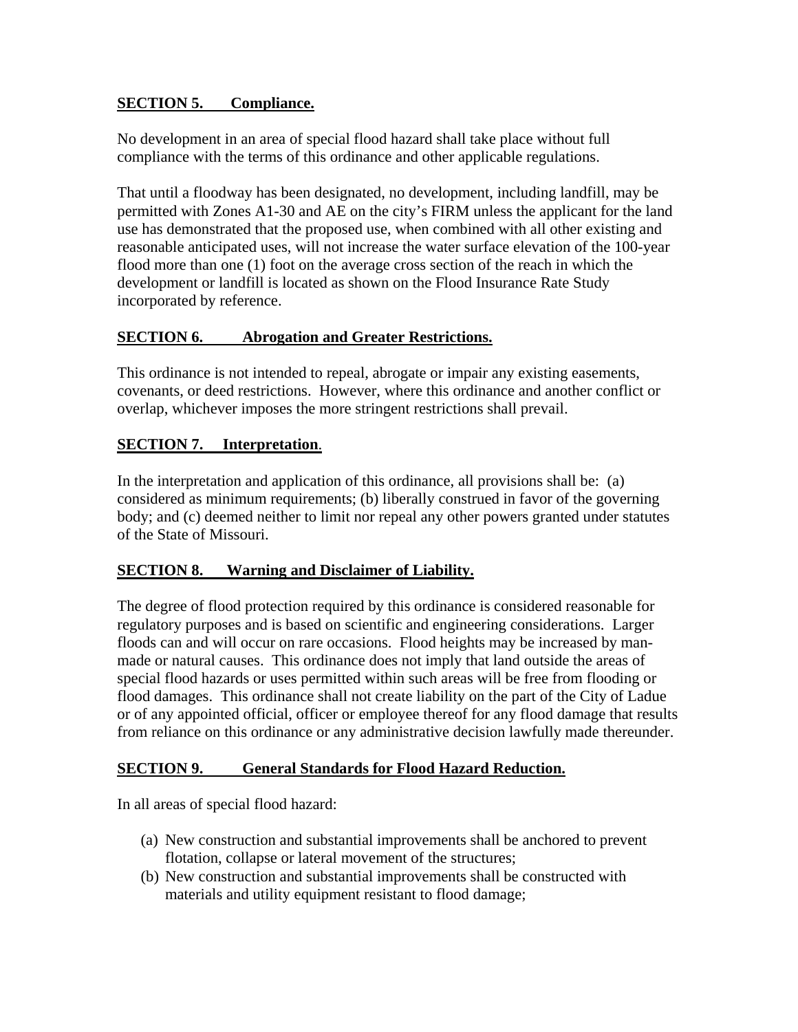## SECTION 5. Compliance.

No development in an area of special flood hazard shall take place without full compliance with the terms of this ordinance and other applicable regulations.

That until a floodway has been designated, no development, including landfill, may be permitted with Zones A1-30 and AE on the city's FIRM unless the applicant for the land use has demonstrated that the proposed use, when combined with all other existing and reasonable anticipated uses, will not increase the water surface elevation of the 100-year flood more than one (1) foot on the average cross section of the reach in which the development or landfill is located as shown on the Flood Insurance Rate Study incorporated by reference.

## SECTION 6. Abrogation and Greater Restrictions.

This ordinance is not intended to repeal, abrogate or impair any existing easements, covenants, or deed restrictions. However, where this ordinance and another conflict or overlap, whichever imposes the more stringent restrictions shall prevail.

## SECTION 7. Interpretation.

In the interpretation and application of this ordinance, all provisions shall be: (a) considered as minimum requirements; (b) liberally construed in favor of the governing body; and (c) deemed neither to limit nor repeal any other powers granted under statutes of the State of Missouri.

## SECTION 8. Warning and Disclaimer of Liability.

The degree of flood protection required by this ordinance is considered reasonable for regulatory purposes and is based on scientific and engineering considerations. Larger floods can and will occur on rare occasions. Flood heights may be increased by man-made or natural causes. This ordinance does not imply that land outside the areas of special flood hazards or uses permitted within such areas will be free from flooding or flood damages. This ordinance shall not create liability on the part of the City of Ladue or of any appointed official, officer or employee thereof for any flood damage that results from reliance on this ordinance or any administrative decision lawfully made thereunder.

## SECTION 9. General Standards for Flood Hazard Reduction.

In all areas of special flood hazard:

(a) New construction and substantial improvements shall be anchored to prevent flotation, collapse or lateral movement of the structures;
(b) New construction and substantial improvements shall be constructed with materials and utility equipment resistant to flood damage;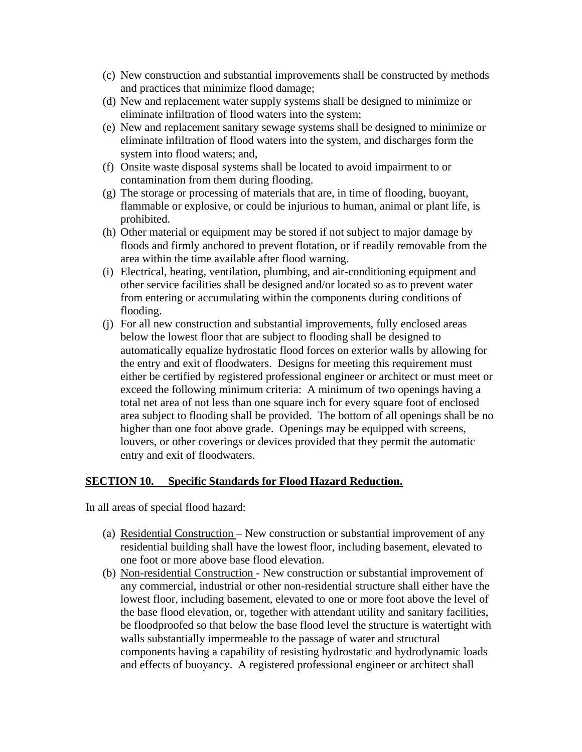(c) New construction and substantial improvements shall be constructed by methods and practices that minimize flood damage;

(d) New and replacement water supply systems shall be designed to minimize or eliminate infiltration of flood waters into the system;

(e) New and replacement sanitary sewage systems shall be designed to minimize or eliminate infiltration of flood waters into the system, and discharges form the system into flood waters; and,

(f) Onsite waste disposal systems shall be located to avoid impairment to or contamination from them during flooding.

(g) The storage or processing of materials that are, in time of flooding, buoyant, flammable or explosive, or could be injurious to human, animal or plant life, is prohibited.

(h) Other material or equipment may be stored if not subject to major damage by floods and firmly anchored to prevent flotation, or if readily removable from the area within the time available after flood warning.

(i) Electrical, heating, ventilation, plumbing, and air-conditioning equipment and other service facilities shall be designed and/or located so as to prevent water from entering or accumulating within the components during conditions of flooding.

(j) For all new construction and substantial improvements, fully enclosed areas below the lowest floor that are subject to flooding shall be designed to automatically equalize hydrostatic flood forces on exterior walls by allowing for the entry and exit of floodwaters. Designs for meeting this requirement must either be certified by registered professional engineer or architect or must meet or exceed the following minimum criteria: A minimum of two openings having a total net area of not less than one square inch for every square foot of enclosed area subject to flooding shall be provided. The bottom of all openings shall be no higher than one foot above grade. Openings may be equipped with screens, louvers, or other coverings or devices provided that they permit the automatic entry and exit of floodwaters.

## SECTION 10. Specific Standards for Flood Hazard Reduction.

In all areas of special flood hazard:

(a) Residential Construction – New construction or substantial improvement of any residential building shall have the lowest floor, including basement, elevated to one foot or more above base flood elevation.

(b) Non-residential Construction - New construction or substantial improvement of any commercial, industrial or other non-residential structure shall either have the lowest floor, including basement, elevated to one or more foot above the level of the base flood elevation, or, together with attendant utility and sanitary facilities, be floodproofed so that below the base flood level the structure is watertight with walls substantially impermeable to the passage of water and structural components having a capability of resisting hydrostatic and hydrodynamic loads and effects of buoyancy. A registered professional engineer or architect shall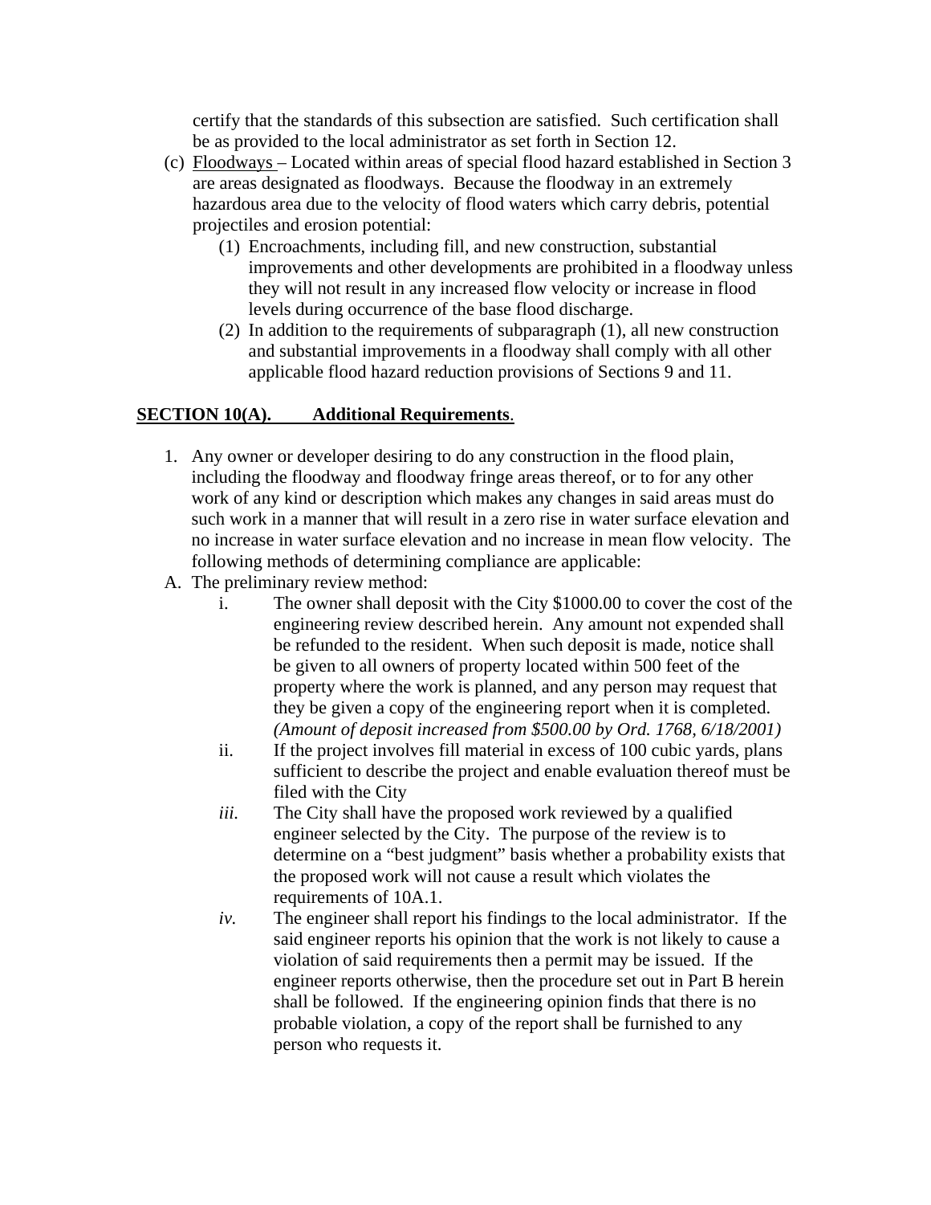certify that the standards of this subsection are satisfied. Such certification shall be as provided to the local administrator as set forth in Section 12.

(c) Floodways – Located within areas of special flood hazard established in Section 3 are areas designated as floodways. Because the floodway in an extremely hazardous area due to the velocity of flood waters which carry debris, potential projectiles and erosion potential:

(1) Encroachments, including fill, and new construction, substantial improvements and other developments are prohibited in a floodway unless they will not result in any increased flow velocity or increase in flood levels during occurrence of the base flood discharge.

(2) In addition to the requirements of subparagraph (1), all new construction and substantial improvements in a floodway shall comply with all other applicable flood hazard reduction provisions of Sections 9 and 11.

## SECTION 10(A). Additional Requirements.

1. Any owner or developer desiring to do any construction in the flood plain, including the floodway and floodway fringe areas thereof, or to for any other work of any kind or description which makes any changes in said areas must do such work in a manner that will result in a zero rise in water surface elevation and no increase in water surface elevation and no increase in mean flow velocity. The following methods of determining compliance are applicable:

A. The preliminary review method:

i. The owner shall deposit with the City $1000.00 to cover the cost of the engineering review described herein. Any amount not expended shall be refunded to the resident. When such deposit is made, notice shall be given to all owners of property located within 500 feet of the property where the work is planned, and any person may request that they be given a copy of the engineering report when it is completed. *(Amount of deposit increased from $500.00 by Ord. 1768, 6/18/2001)*

ii. If the project involves fill material in excess of 100 cubic yards, plans sufficient to describe the project and enable evaluation thereof must be filed with the City

*iii.* The City shall have the proposed work reviewed by a qualified engineer selected by the City. The purpose of the review is to determine on a "best judgment" basis whether a probability exists that the proposed work will not cause a result which violates the requirements of 10A.1.

*iv.* The engineer shall report his findings to the local administrator. If the said engineer reports his opinion that the work is not likely to cause a violation of said requirements then a permit may be issued. If the engineer reports otherwise, then the procedure set out in Part B herein shall be followed. If the engineering opinion finds that there is no probable violation, a copy of the report shall be furnished to any person who requests it.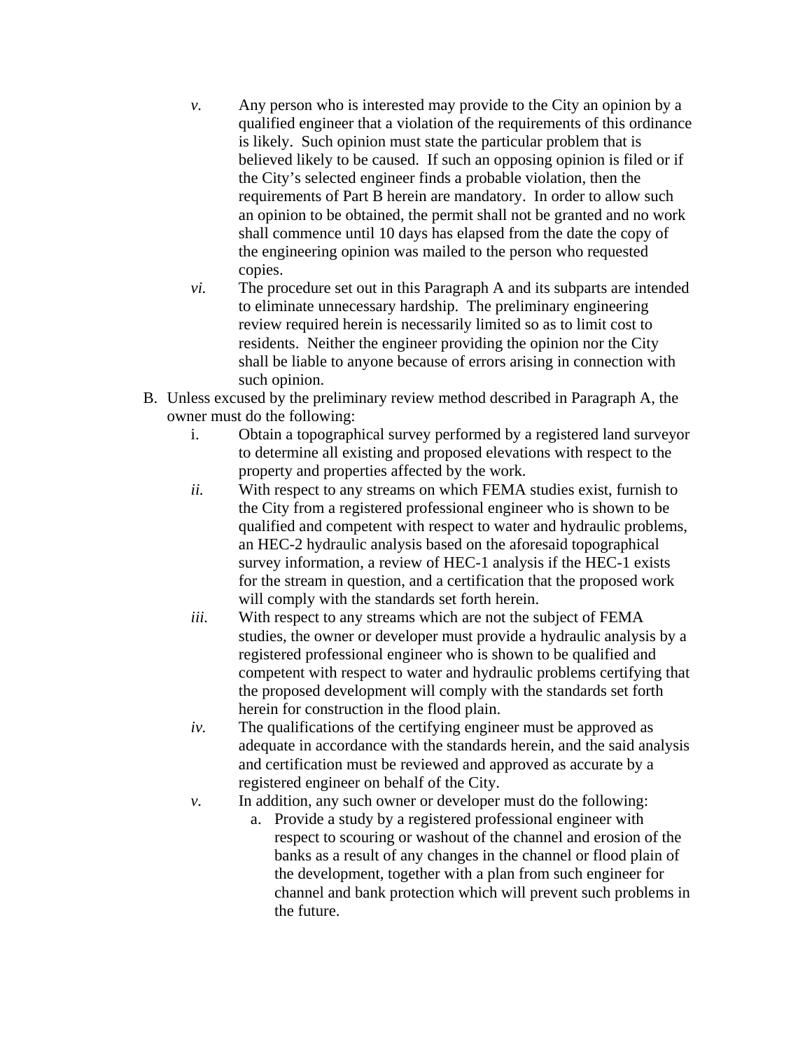*v.* Any person who is interested may provide to the City an opinion by a qualified engineer that a violation of the requirements of this ordinance is likely. Such opinion must state the particular problem that is believed likely to be caused. If such an opposing opinion is filed or if the City's selected engineer finds a probable violation, then the requirements of Part B herein are mandatory. In order to allow such an opinion to be obtained, the permit shall not be granted and no work shall commence until 10 days has elapsed from the date the copy of the engineering opinion was mailed to the person who requested copies.

*vi.* The procedure set out in this Paragraph A and its subparts are intended to eliminate unnecessary hardship. The preliminary engineering review required herein is necessarily limited so as to limit cost to residents. Neither the engineer providing the opinion nor the City shall be liable to anyone because of errors arising in connection with such opinion.

B. Unless excused by the preliminary review method described in Paragraph A, the owner must do the following:

i. Obtain a topographical survey performed by a registered land surveyor to determine all existing and proposed elevations with respect to the property and properties affected by the work.

*ii.* With respect to any streams on which FEMA studies exist, furnish to the City from a registered professional engineer who is shown to be qualified and competent with respect to water and hydraulic problems, an HEC-2 hydraulic analysis based on the aforesaid topographical survey information, a review of HEC-1 analysis if the HEC-1 exists for the stream in question, and a certification that the proposed work will comply with the standards set forth herein.

*iii.* With respect to any streams which are not the subject of FEMA studies, the owner or developer must provide a hydraulic analysis by a registered professional engineer who is shown to be qualified and competent with respect to water and hydraulic problems certifying that the proposed development will comply with the standards set forth herein for construction in the flood plain.

*iv.* The qualifications of the certifying engineer must be approved as adequate in accordance with the standards herein, and the said analysis and certification must be reviewed and approved as accurate by a registered engineer on behalf of the City.

*v.* In addition, any such owner or developer must do the following:

a. Provide a study by a registered professional engineer with respect to scouring or washout of the channel and erosion of the banks as a result of any changes in the channel or flood plain of the development, together with a plan from such engineer for channel and bank protection which will prevent such problems in the future.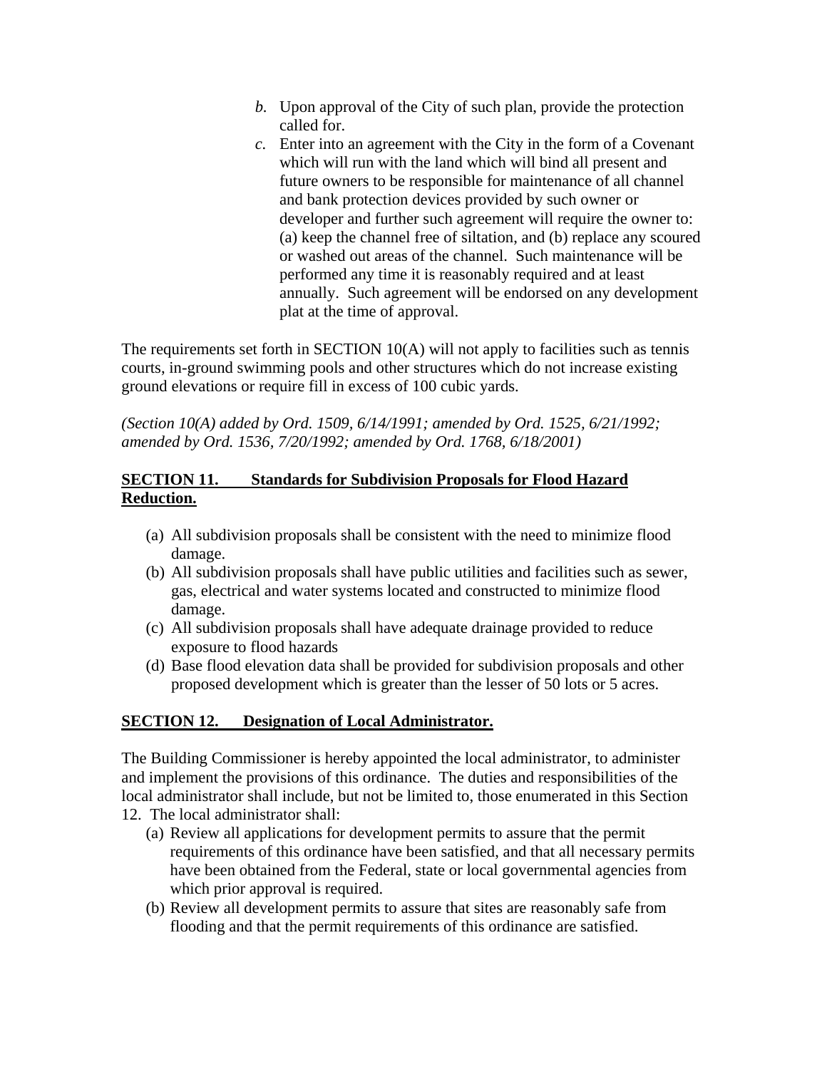*b.* Upon approval of the City of such plan, provide the protection called for.

*c.* Enter into an agreement with the City in the form of a Covenant which will run with the land which will bind all present and future owners to be responsible for maintenance of all channel and bank protection devices provided by such owner or developer and further such agreement will require the owner to: (a) keep the channel free of siltation, and (b) replace any scoured or washed out areas of the channel. Such maintenance will be performed any time it is reasonably required and at least annually. Such agreement will be endorsed on any development plat at the time of approval.

The requirements set forth in SECTION 10(A) will not apply to facilities such as tennis courts, in-ground swimming pools and other structures which do not increase existing ground elevations or require fill in excess of 100 cubic yards.

*(Section 10(A) added by Ord. 1509, 6/14/1991; amended by Ord. 1525, 6/21/1992; amended by Ord. 1536, 7/20/1992; amended by Ord. 1768, 6/18/2001)*

## SECTION 11. Standards for Subdivision Proposals for Flood Hazard Reduction.

(a) All subdivision proposals shall be consistent with the need to minimize flood damage.

(b) All subdivision proposals shall have public utilities and facilities such as sewer, gas, electrical and water systems located and constructed to minimize flood damage.

(c) All subdivision proposals shall have adequate drainage provided to reduce exposure to flood hazards

(d) Base flood elevation data shall be provided for subdivision proposals and other proposed development which is greater than the lesser of 50 lots or 5 acres.

## SECTION 12. Designation of Local Administrator.

The Building Commissioner is hereby appointed the local administrator, to administer and implement the provisions of this ordinance. The duties and responsibilities of the local administrator shall include, but not be limited to, those enumerated in this Section 12. The local administrator shall:

(a) Review all applications for development permits to assure that the permit requirements of this ordinance have been satisfied, and that all necessary permits have been obtained from the Federal, state or local governmental agencies from which prior approval is required.

(b) Review all development permits to assure that sites are reasonably safe from flooding and that the permit requirements of this ordinance are satisfied.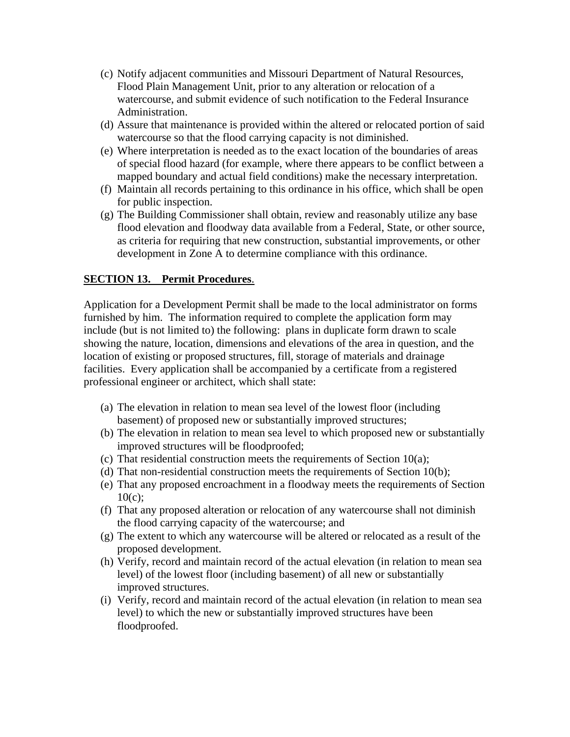(c) Notify adjacent communities and Missouri Department of Natural Resources, Flood Plain Management Unit, prior to any alteration or relocation of a watercourse, and submit evidence of such notification to the Federal Insurance Administration.
(d) Assure that maintenance is provided within the altered or relocated portion of said watercourse so that the flood carrying capacity is not diminished.
(e) Where interpretation is needed as to the exact location of the boundaries of areas of special flood hazard (for example, where there appears to be conflict between a mapped boundary and actual field conditions) make the necessary interpretation.
(f) Maintain all records pertaining to this ordinance in his office, which shall be open for public inspection.
(g) The Building Commissioner shall obtain, review and reasonably utilize any base flood elevation and floodway data available from a Federal, State, or other source, as criteria for requiring that new construction, substantial improvements, or other development in Zone A to determine compliance with this ordinance.

**SECTION 13. Permit Procedures.**

Application for a Development Permit shall be made to the local administrator on forms furnished by him. The information required to complete the application form may include (but is not limited to) the following: plans in duplicate form drawn to scale showing the nature, location, dimensions and elevations of the area in question, and the location of existing or proposed structures, fill, storage of materials and drainage facilities. Every application shall be accompanied by a certificate from a registered professional engineer or architect, which shall state:

(a) The elevation in relation to mean sea level of the lowest floor (including basement) of proposed new or substantially improved structures;
(b) The elevation in relation to mean sea level to which proposed new or substantially improved structures will be floodproofed;
(c) That residential construction meets the requirements of Section 10(a);
(d) That non-residential construction meets the requirements of Section 10(b);
(e) That any proposed encroachment in a floodway meets the requirements of Section 10(c);
(f) That any proposed alteration or relocation of any watercourse shall not diminish the flood carrying capacity of the watercourse; and
(g) The extent to which any watercourse will be altered or relocated as a result of the proposed development.
(h) Verify, record and maintain record of the actual elevation (in relation to mean sea level) of the lowest floor (including basement) of all new or substantially improved structures.
(i) Verify, record and maintain record of the actual elevation (in relation to mean sea level) to which the new or substantially improved structures have been floodproofed.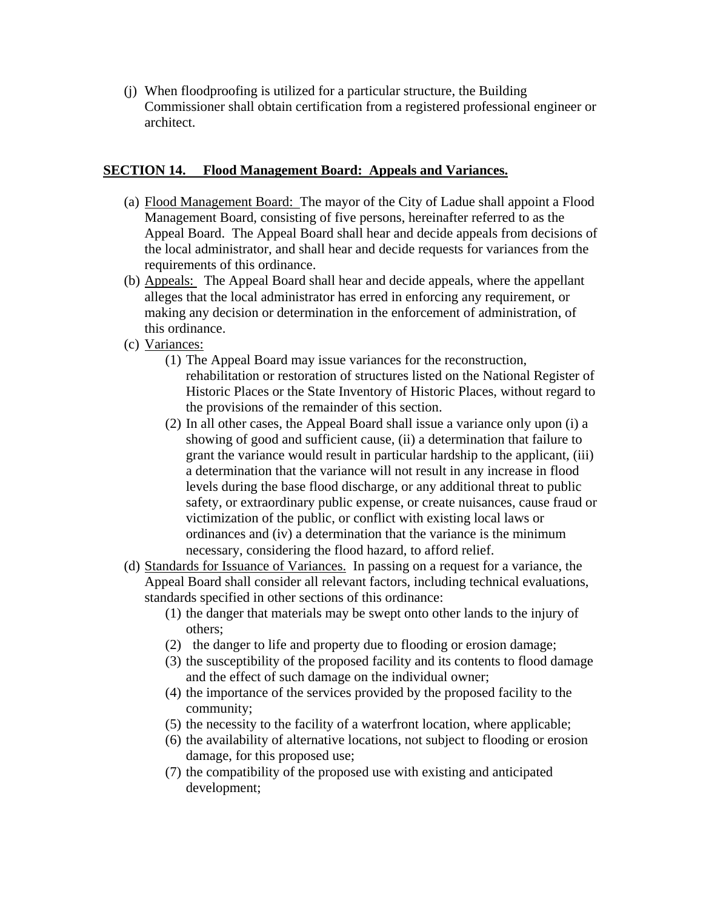(j) When floodproofing is utilized for a particular structure, the Building Commissioner shall obtain certification from a registered professional engineer or architect.

## SECTION 14. Flood Management Board: Appeals and Variances.

(a) Flood Management Board: The mayor of the City of Ladue shall appoint a Flood Management Board, consisting of five persons, hereinafter referred to as the Appeal Board. The Appeal Board shall hear and decide appeals from decisions of the local administrator, and shall hear and decide requests for variances from the requirements of this ordinance.

(b) Appeals: The Appeal Board shall hear and decide appeals, where the appellant alleges that the local administrator has erred in enforcing any requirement, or making any decision or determination in the enforcement of administration, of this ordinance.

(c) Variances:

(1) The Appeal Board may issue variances for the reconstruction, rehabilitation or restoration of structures listed on the National Register of Historic Places or the State Inventory of Historic Places, without regard to the provisions of the remainder of this section.

(2) In all other cases, the Appeal Board shall issue a variance only upon (i) a showing of good and sufficient cause, (ii) a determination that failure to grant the variance would result in particular hardship to the applicant, (iii) a determination that the variance will not result in any increase in flood levels during the base flood discharge, or any additional threat to public safety, or extraordinary public expense, or create nuisances, cause fraud or victimization of the public, or conflict with existing local laws or ordinances and (iv) a determination that the variance is the minimum necessary, considering the flood hazard, to afford relief.

(d) Standards for Issuance of Variances. In passing on a request for a variance, the Appeal Board shall consider all relevant factors, including technical evaluations, standards specified in other sections of this ordinance:

(1) the danger that materials may be swept onto other lands to the injury of others;

(2) the danger to life and property due to flooding or erosion damage;

(3) the susceptibility of the proposed facility and its contents to flood damage and the effect of such damage on the individual owner;

(4) the importance of the services provided by the proposed facility to the community;

(5) the necessity to the facility of a waterfront location, where applicable;

(6) the availability of alternative locations, not subject to flooding or erosion damage, for this proposed use;

(7) the compatibility of the proposed use with existing and anticipated development;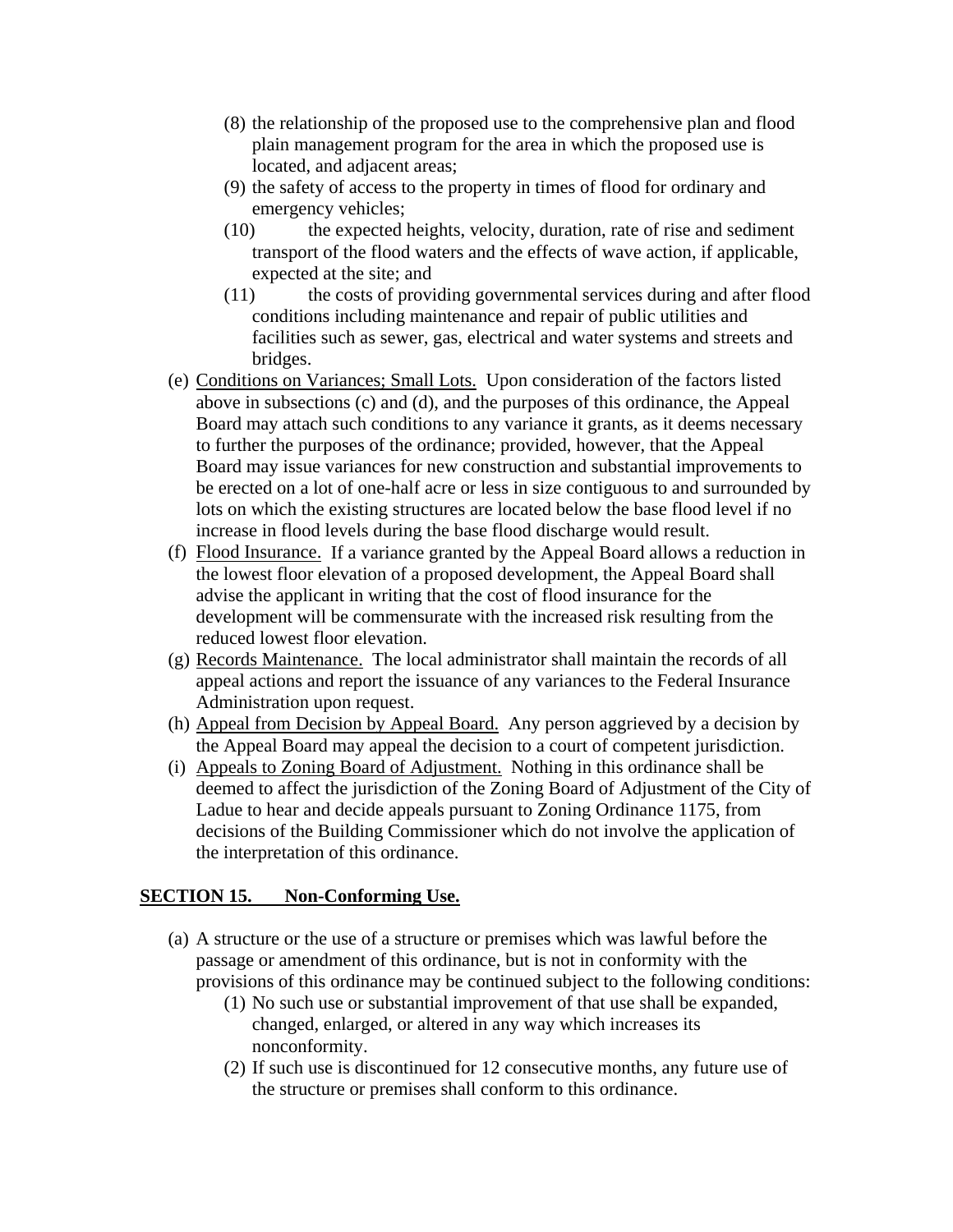(8) the relationship of the proposed use to the comprehensive plan and flood plain management program for the area in which the proposed use is located, and adjacent areas;

(9) the safety of access to the property in times of flood for ordinary and emergency vehicles;

(10) the expected heights, velocity, duration, rate of rise and sediment transport of the flood waters and the effects of wave action, if applicable, expected at the site; and

(11) the costs of providing governmental services during and after flood conditions including maintenance and repair of public utilities and facilities such as sewer, gas, electrical and water systems and streets and bridges.

(e) Conditions on Variances; Small Lots. Upon consideration of the factors listed above in subsections (c) and (d), and the purposes of this ordinance, the Appeal Board may attach such conditions to any variance it grants, as it deems necessary to further the purposes of the ordinance; provided, however, that the Appeal Board may issue variances for new construction and substantial improvements to be erected on a lot of one-half acre or less in size contiguous to and surrounded by lots on which the existing structures are located below the base flood level if no increase in flood levels during the base flood discharge would result.

(f) Flood Insurance. If a variance granted by the Appeal Board allows a reduction in the lowest floor elevation of a proposed development, the Appeal Board shall advise the applicant in writing that the cost of flood insurance for the development will be commensurate with the increased risk resulting from the reduced lowest floor elevation.

(g) Records Maintenance. The local administrator shall maintain the records of all appeal actions and report the issuance of any variances to the Federal Insurance Administration upon request.

(h) Appeal from Decision by Appeal Board. Any person aggrieved by a decision by the Appeal Board may appeal the decision to a court of competent jurisdiction.

(i) Appeals to Zoning Board of Adjustment. Nothing in this ordinance shall be deemed to affect the jurisdiction of the Zoning Board of Adjustment of the City of Ladue to hear and decide appeals pursuant to Zoning Ordinance 1175, from decisions of the Building Commissioner which do not involve the application of the interpretation of this ordinance.

## SECTION 15. Non-Conforming Use.

(a) A structure or the use of a structure or premises which was lawful before the passage or amendment of this ordinance, but is not in conformity with the provisions of this ordinance may be continued subject to the following conditions:

(1) No such use or substantial improvement of that use shall be expanded, changed, enlarged, or altered in any way which increases its nonconformity.

(2) If such use is discontinued for 12 consecutive months, any future use of the structure or premises shall conform to this ordinance.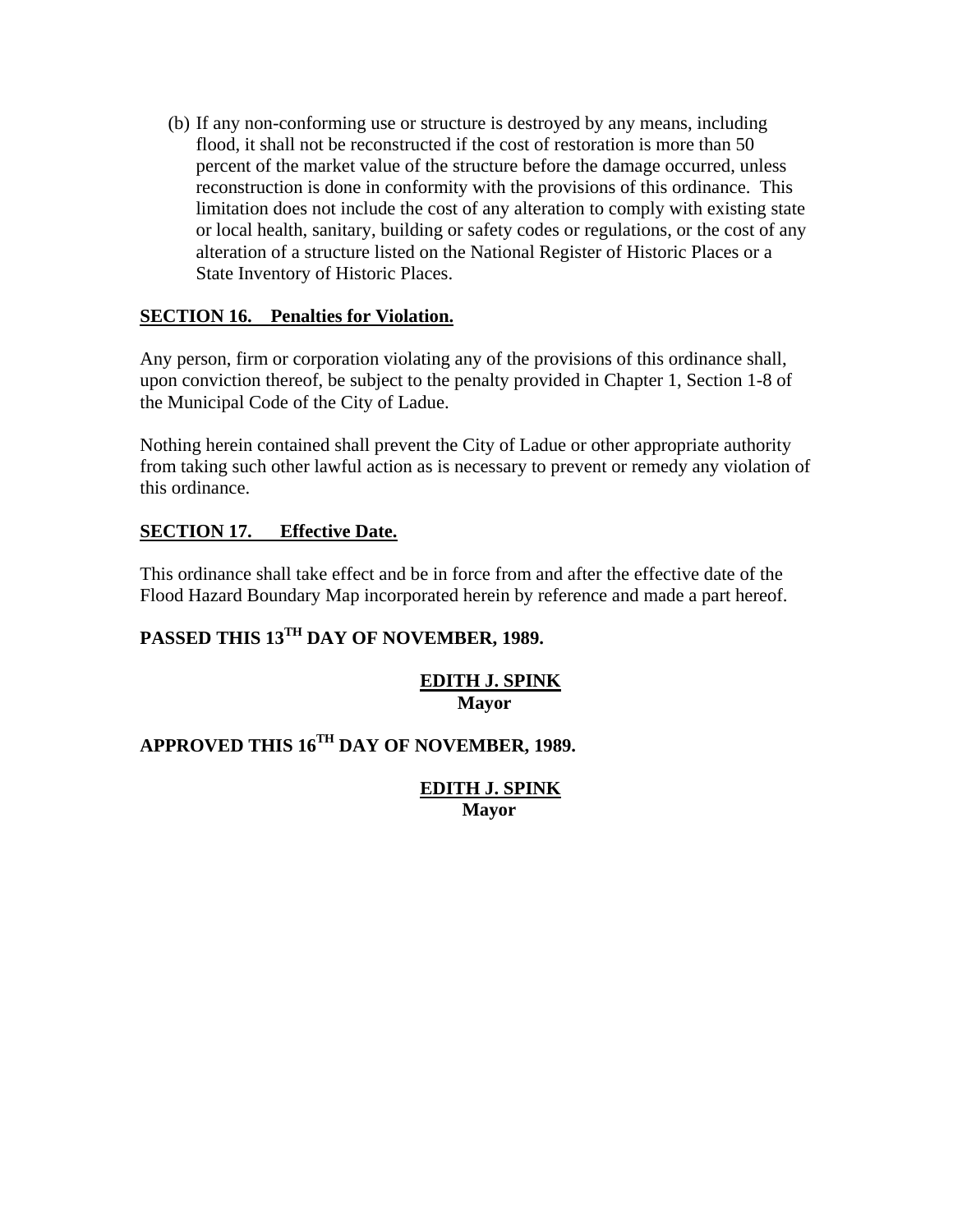(b) If any non-conforming use or structure is destroyed by any means, including flood, it shall not be reconstructed if the cost of restoration is more than 50 percent of the market value of the structure before the damage occurred, unless reconstruction is done in conformity with the provisions of this ordinance. This limitation does not include the cost of any alteration to comply with existing state or local health, sanitary, building or safety codes or regulations, or the cost of any alteration of a structure listed on the National Register of Historic Places or a State Inventory of Historic Places.

**SECTION 16. Penalties for Violation.**

Any person, firm or corporation violating any of the provisions of this ordinance shall, upon conviction thereof, be subject to the penalty provided in Chapter 1, Section 1-8 of the Municipal Code of the City of Ladue.

Nothing herein contained shall prevent the City of Ladue or other appropriate authority from taking such other lawful action as is necessary to prevent or remedy any violation of this ordinance.

**SECTION 17. Effective Date.**

This ordinance shall take effect and be in force from and after the effective date of the Flood Hazard Boundary Map incorporated herein by reference and made a part hereof.

**PASSED THIS 13TH DAY OF NOVEMBER, 1989.**

**EDITH J. SPINK**
**Mayor**

**APPROVED THIS 16TH DAY OF NOVEMBER, 1989.**

**EDITH J. SPINK**
**Mayor**